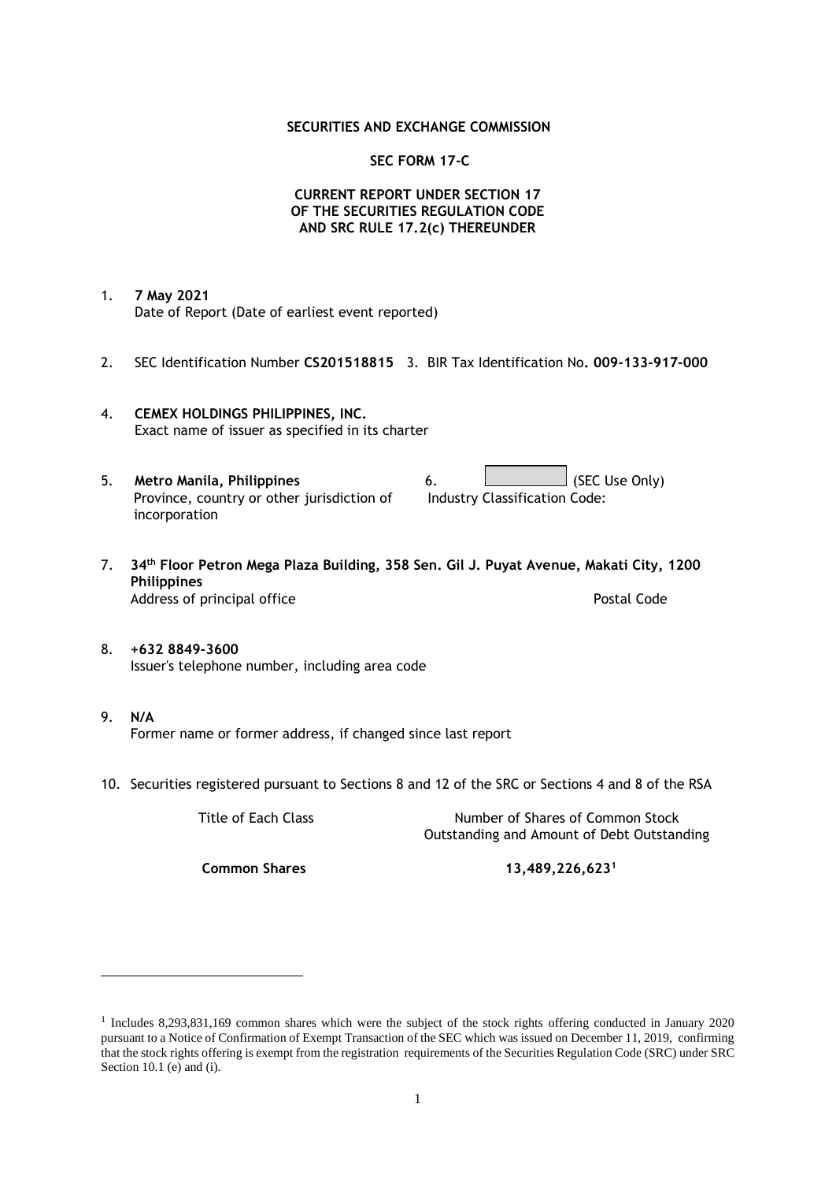**SECURITIES AND EXCHANGE COMMISSION**

**SEC FORM 17-C**

**CURRENT REPORT UNDER SECTION 17**
**OF THE SECURITIES REGULATION CODE**
**AND SRC RULE 17.2(c) THEREUNDER**

1. **7 May 2021**
   Date of Report (Date of earliest event reported)

2. SEC Identification Number **CS201518815** 3. BIR Tax Identification No**. 009-133-917-000**

4. **CEMEX HOLDINGS PHILIPPINES, INC.**
   Exact name of issuer as specified in its charter

5. **Metro Manila, Philippines**
   Province, country or other jurisdiction of incorporation

6. (SEC Use Only)
   Industry Classification Code:

7. **34th Floor Petron Mega Plaza Building, 358 Sen. Gil J. Puyat Avenue, Makati City, 1200 Philippines**
   Address of principal office Postal Code

8. **+632 8849-3600**
   Issuer's telephone number, including area code

9. **N/A**
   Former name or former address, if changed since last report

10. Securities registered pursuant to Sections 8 and 12 of the SRC or Sections 4 and 8 of the RSA

| Title of Each Class | Number of Shares of Common Stock Outstanding and Amount of Debt Outstanding |
|---|---|
| **Common Shares** | **13,489,226,623**[1] |

---

[1] Includes 8,293,831,169 common shares which were the subject of the stock rights offering conducted in January 2020 pursuant to a Notice of Confirmation of Exempt Transaction of the SEC which was issued on December 11, 2019, confirming that the stock rights offering is exempt from the registration requirements of the Securities Regulation Code (SRC) under SRC Section 10.1 (e) and (i).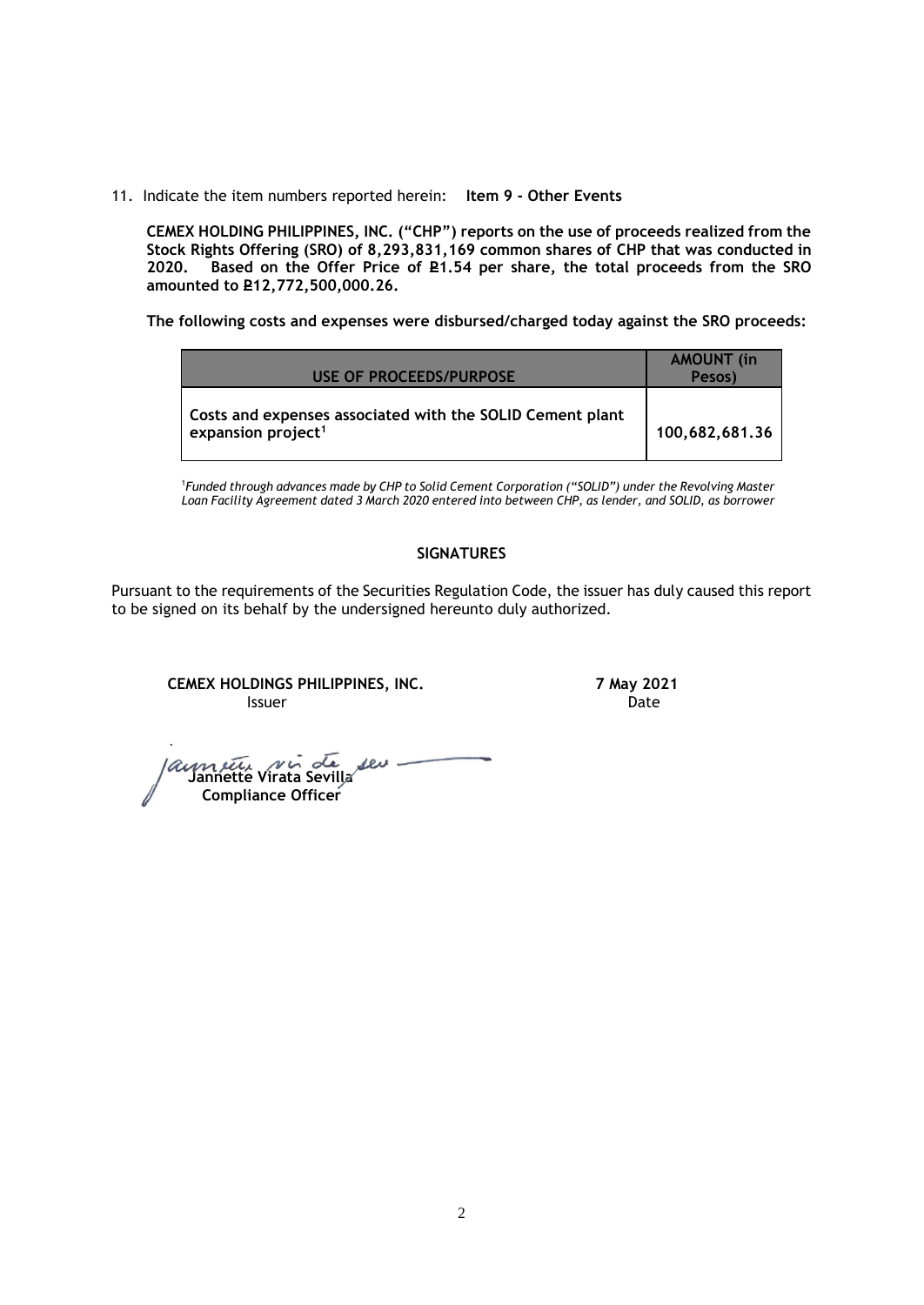11. Indicate the item numbers reported herein: **Item 9 - Other Events**

**CEMEX HOLDING PHILIPPINES, INC. ("CHP") reports on the use of proceeds realized from the Stock Rights Offering (SRO) of 8,293,831,169 common shares of CHP that was conducted in 2020. Based on the Offer Price of ₽1.54 per share, the total proceeds from the SRO amounted to ₽12,772,500,000.26.**

**The following costs and expenses were disbursed/charged today against the SRO proceeds:**

| USE OF PROCEEDS/PURPOSE | AMOUNT (in Pesos) |
|---|---|
| **Costs and expenses associated with the SOLID Cement plant expansion project[1]** | **100,682,681.36** |

[1]*Funded through advances made by CHP to Solid Cement Corporation ("SOLID") under the Revolving Master Loan Facility Agreement dated 3 March 2020 entered into between CHP, as lender, and SOLID, as borrower*

**SIGNATURES**

Pursuant to the requirements of the Securities Regulation Code, the issuer has duly caused this report to be signed on its behalf by the undersigned hereunto duly authorized.

**CEMEX HOLDINGS PHILIPPINES, INC.**
Issuer

**7 May 2021**
Date

**Jannette Virata Sevilla**
**Compliance Officer**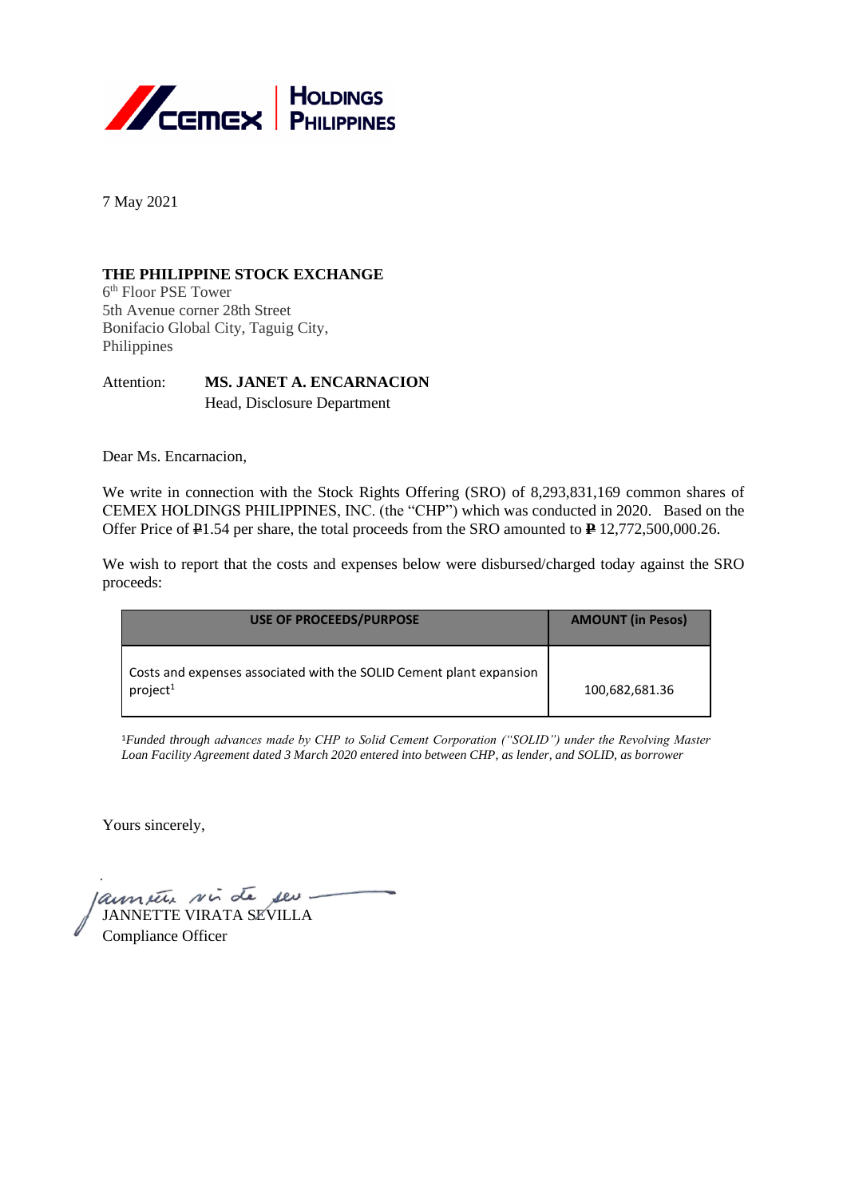CEMEX HOLDINGS PHILIPPINES

7 May 2021

**THE PHILIPPINE STOCK EXCHANGE**
6th Floor PSE Tower
5th Avenue corner 28th Street
Bonifacio Global City, Taguig City,
Philippines

Attention: **MS. JANET A. ENCARNACION**
Head, Disclosure Department

Dear Ms. Encarnacion,

We write in connection with the Stock Rights Offering (SRO) of 8,293,831,169 common shares of CEMEX HOLDINGS PHILIPPINES, INC. (the "CHP") which was conducted in 2020. Based on the Offer Price of ₱1.54 per share, the total proceeds from the SRO amounted to ₱ 12,772,500,000.26.

We wish to report that the costs and expenses below were disbursed/charged today against the SRO proceeds:

| USE OF PROCEEDS/PURPOSE | AMOUNT (in Pesos) |
|---|---|
| Costs and expenses associated with the SOLID Cement plant expansion project[1] | 100,682,681.36 |

[1]*Funded through advances made by CHP to Solid Cement Corporation ("SOLID") under the Revolving Master Loan Facility Agreement dated 3 March 2020 entered into between CHP, as lender, and SOLID, as borrower*

Yours sincerely,

JANNETTE VIRATA SEVILLA
Compliance Officer